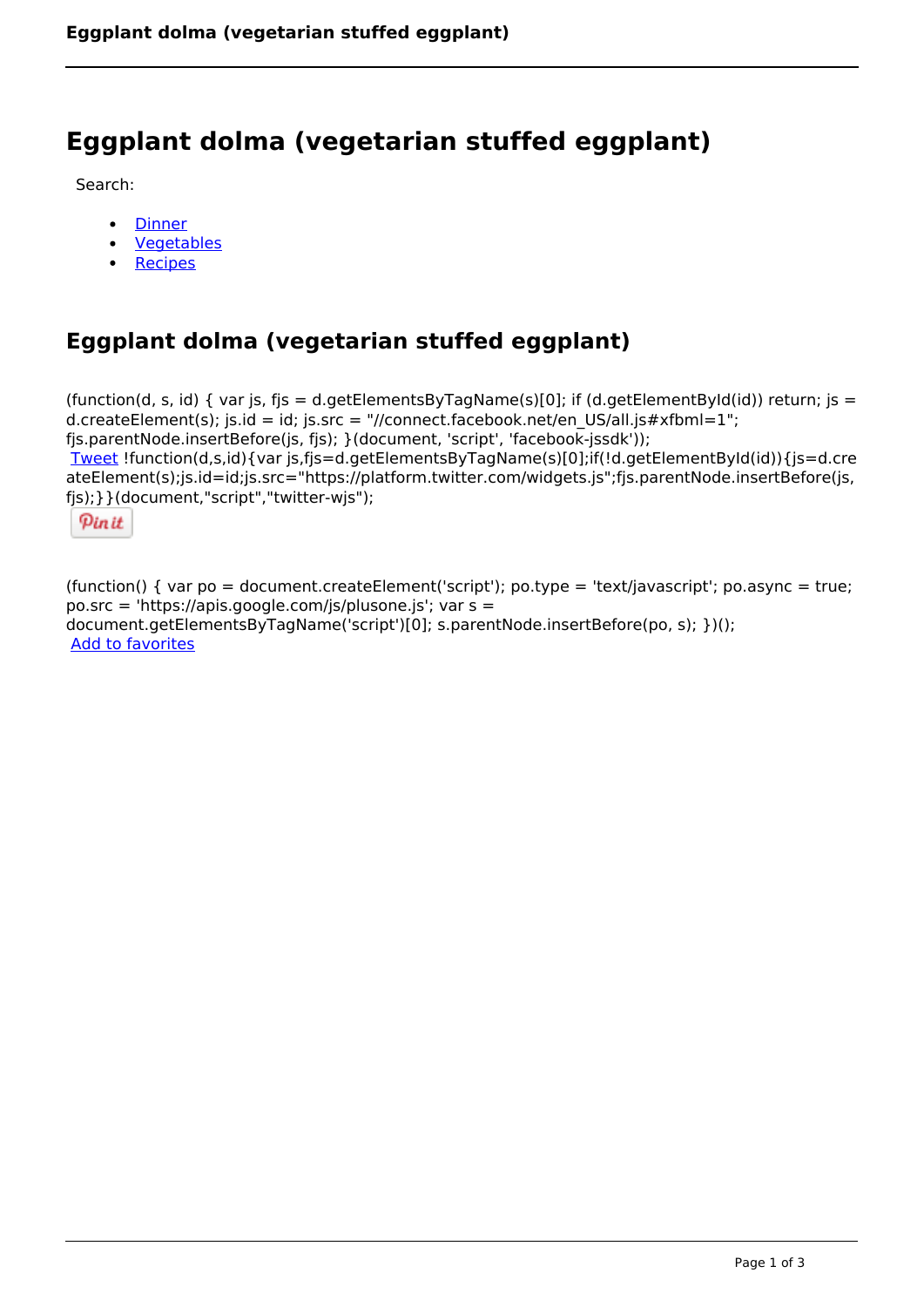# Eggplant dolma (vegetarian stuffed eggplant)

Search:

- Dinner
- Vegetables
- Recipes

## Eggplant dolma (vegetarian stuffed eggplant)

(function(d, s, id) { var js, fjs = d.getElementsByTagName(s)[0]; if (d.getElementById(id)) return; js = d.createElement(s); js.id = id; js.src = "//connect.facebook.net/en_US/all.js#xfbml=1"; fjs.parentNode.insertBefore(js, fjs); }(document, 'script', 'facebook-jssdk'));
Tweet !function(d,s,id){var js,fjs=d.getElementsByTagName(s)[0];if(!d.getElementById(id)){js=d.createElement(s);js.id=id;js.src="https://platform.twitter.com/widgets.js";fjs.parentNode.insertBefore(js,fjs);}}(document,"script","twitter-wjs");

Pin it

(function() { var po = document.createElement('script'); po.type = 'text/javascript'; po.async = true; po.src = 'https://apis.google.com/js/plusone.js'; var s = document.getElementsByTagName('script')[0]; s.parentNode.insertBefore(po, s); })();
Add to favorites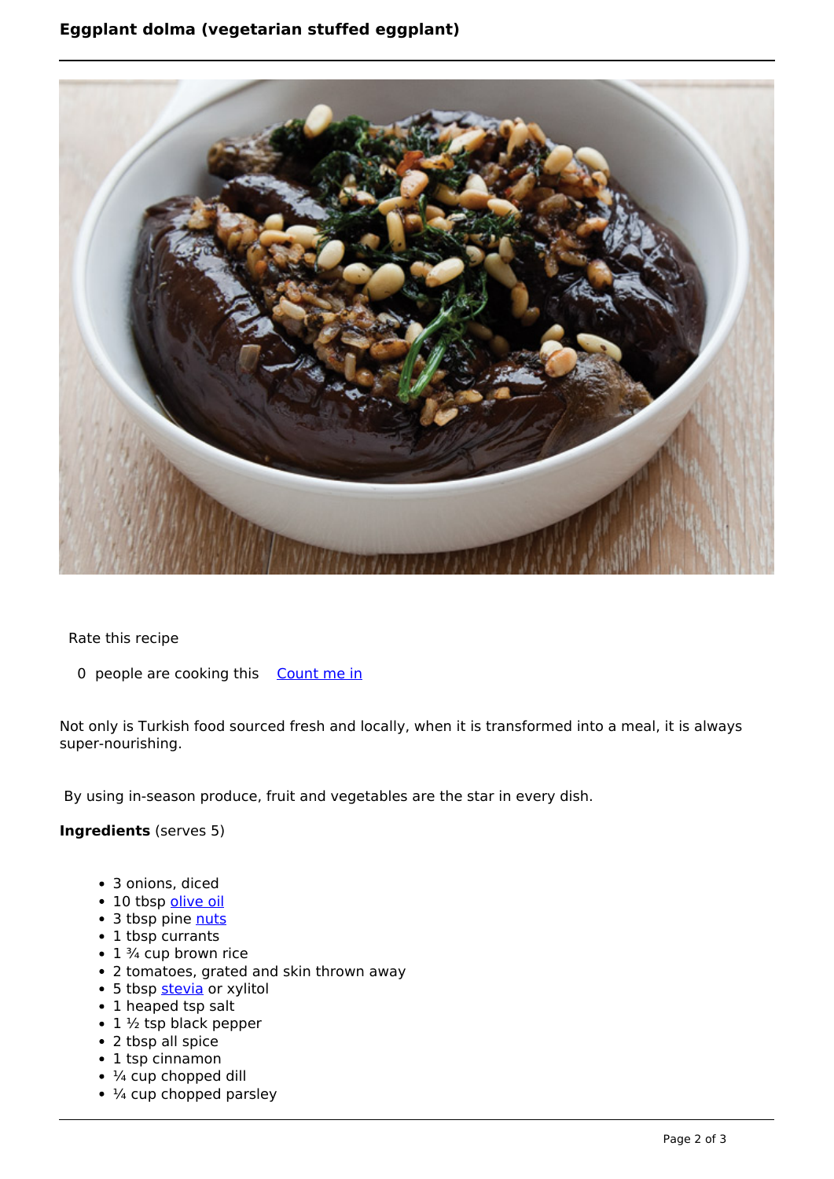# Eggplant dolma (vegetarian stuffed eggplant)

Rate this recipe

0 people are cooking this Count me in

Not only is Turkish food sourced fresh and locally, when it is transformed into a meal, it is always super-nourishing.

By using in-season produce, fruit and vegetables are the star in every dish.

**Ingredients** (serves 5)

- 3 onions, diced
- 10 tbsp olive oil
- 3 tbsp pine nuts
- 1 tbsp currants
- 1 ¾ cup brown rice
- 2 tomatoes, grated and skin thrown away
- 5 tbsp stevia or xylitol
- 1 heaped tsp salt
- 1 ½ tsp black pepper
- 2 tbsp all spice
- 1 tsp cinnamon
- ¼ cup chopped dill
- ¼ cup chopped parsley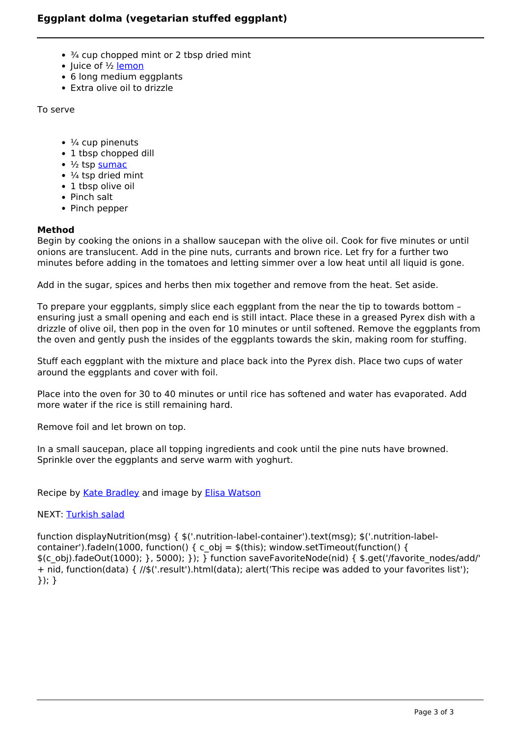- ¾ cup chopped mint or 2 tbsp dried mint
- Juice of ½ lemon
- 6 long medium eggplants
- Extra olive oil to drizzle

To serve

- ¼ cup pinenuts
- 1 tbsp chopped dill
- ½ tsp sumac
- ¼ tsp dried mint
- 1 tbsp olive oil
- Pinch salt
- Pinch pepper

**Method**
Begin by cooking the onions in a shallow saucepan with the olive oil. Cook for five minutes or until onions are translucent. Add in the pine nuts, currants and brown rice. Let fry for a further two minutes before adding in the tomatoes and letting simmer over a low heat until all liquid is gone.

Add in the sugar, spices and herbs then mix together and remove from the heat. Set aside.

To prepare your eggplants, simply slice each eggplant from the near the tip to towards bottom – ensuring just a small opening and each end is still intact. Place these in a greased Pyrex dish with a drizzle of olive oil, then pop in the oven for 10 minutes or until softened. Remove the eggplants from the oven and gently push the insides of the eggplants towards the skin, making room for stuffing.

Stuff each eggplant with the mixture and place back into the Pyrex dish. Place two cups of water around the eggplants and cover with foil.

Place into the oven for 30 to 40 minutes or until rice has softened and water has evaporated. Add more water if the rice is still remaining hard.

Remove foil and let brown on top.

In a small saucepan, place all topping ingredients and cook until the pine nuts have browned. Sprinkle over the eggplants and serve warm with yoghurt.

Recipe by Kate Bradley and image by Elisa Watson

NEXT: Turkish salad

```
function displayNutrition(msg) { $('.nutrition-label-container').text(msg); $('.nutrition-label-container').fadeIn(1000, function() { c_obj = $(this); window.setTimeout(function() { $(c_obj).fadeOut(1000); }, 5000); }); } function saveFavoriteNode(nid) { $.get('/favorite_nodes/add/' + nid, function(data) { //$('.result').html(data); alert('This recipe was added to your favorites list'); }); }
```